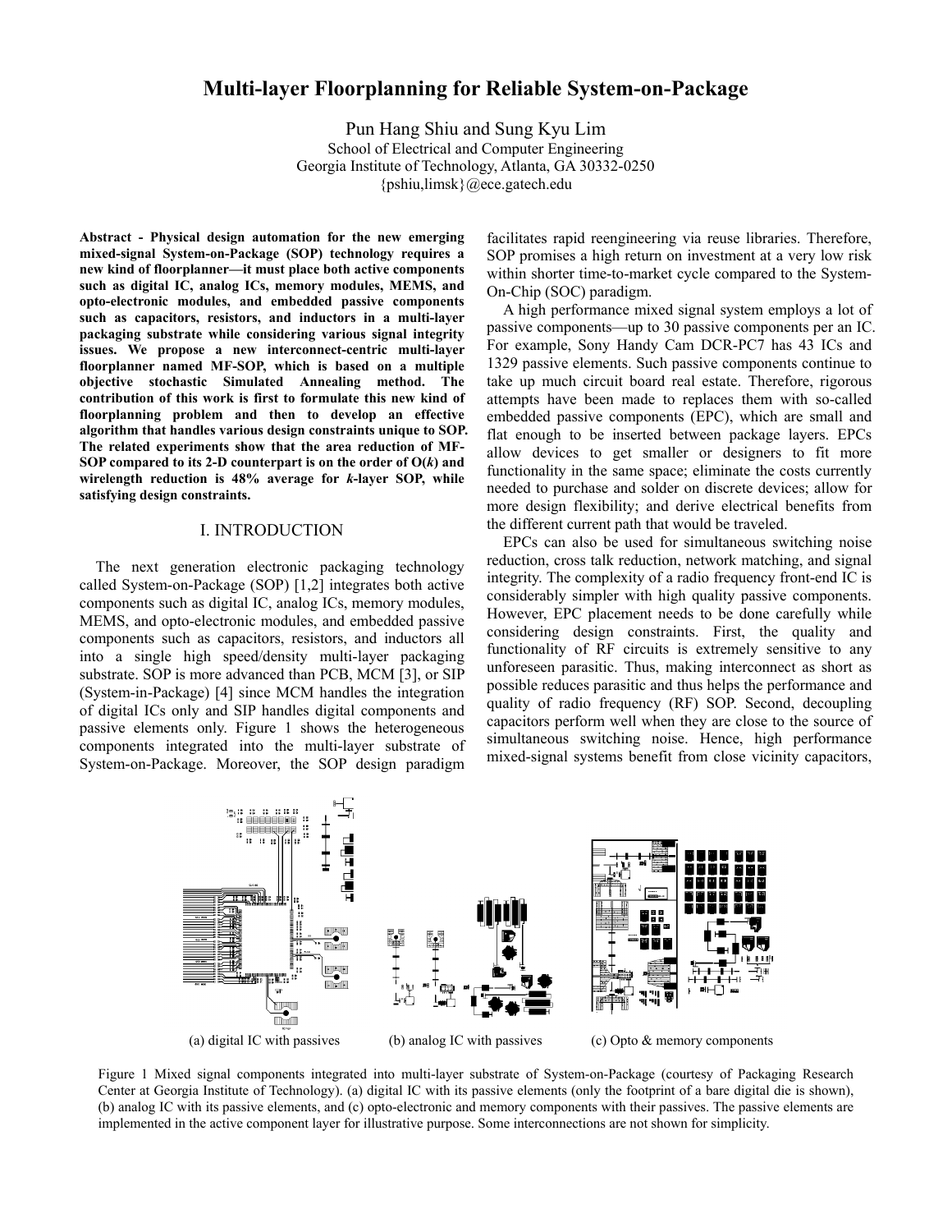# Multi-layer Floorplanning for Reliable System-on-Package

Pun Hang Shiu and Sung Kyu Lim

School of Electrical and Computer Engineering
Georgia Institute of Technology, Atlanta, GA 30332-0250
{pshiu,limsk}@ece.gatech.edu

**Abstract - Physical design automation for the new emerging mixed-signal System-on-Package (SOP) technology requires a new kind of floorplanner—it must place both active components such as digital IC, analog ICs, memory modules, MEMS, and opto-electronic modules, and embedded passive components such as capacitors, resistors, and inductors in a multi-layer packaging substrate while considering various signal integrity issues. We propose a new interconnect-centric multi-layer floorplanner named MF-SOP, which is based on a multiple objective stochastic Simulated Annealing method. The contribution of this work is first to formulate this new kind of floorplanning problem and then to develop an effective algorithm that handles various design constraints unique to SOP. The related experiments show that the area reduction of MF-SOP compared to its 2-D counterpart is on the order of O(*k*) and wirelength reduction is 48% average for *k*-layer SOP, while satisfying design constraints.**

## I. INTRODUCTION

The next generation electronic packaging technology called System-on-Package (SOP) [1,2] integrates both active components such as digital IC, analog ICs, memory modules, MEMS, and opto-electronic modules, and embedded passive components such as capacitors, resistors, and inductors all into a single high speed/density multi-layer packaging substrate. SOP is more advanced than PCB, MCM [3], or SIP (System-in-Package) [4] since MCM handles the integration of digital ICs only and SIP handles digital components and passive elements only. Figure 1 shows the heterogeneous components integrated into the multi-layer substrate of System-on-Package. Moreover, the SOP design paradigm facilitates rapid reengineering via reuse libraries. Therefore, SOP promises a high return on investment at a very low risk within shorter time-to-market cycle compared to the System-On-Chip (SOC) paradigm.

A high performance mixed signal system employs a lot of passive components—up to 30 passive components per an IC. For example, Sony Handy Cam DCR-PC7 has 43 ICs and 1329 passive elements. Such passive components continue to take up much circuit board real estate. Therefore, rigorous attempts have been made to replaces them with so-called embedded passive components (EPC), which are small and flat enough to be inserted between package layers. EPCs allow devices to get smaller or designers to fit more functionality in the same space; eliminate the costs currently needed to purchase and solder on discrete devices; allow for more design flexibility; and derive electrical benefits from the different current path that would be traveled.

EPCs can also be used for simultaneous switching noise reduction, cross talk reduction, network matching, and signal integrity. The complexity of a radio frequency front-end IC is considerably simpler with high quality passive components. However, EPC placement needs to be done carefully while considering design constraints. First, the quality and functionality of RF circuits is extremely sensitive to any unforeseen parasitic. Thus, making interconnect as short as possible reduces parasitic and thus helps the performance and quality of radio frequency (RF) SOP. Second, decoupling capacitors perform well when they are close to the source of simultaneous switching noise. Hence, high performance mixed-signal systems benefit from close vicinity capacitors,

(a) digital IC with passives (b) analog IC with passives (c) Opto & memory components

Figure 1 Mixed signal components integrated into multi-layer substrate of System-on-Package (courtesy of Packaging Research Center at Georgia Institute of Technology). (a) digital IC with its passive elements (only the footprint of a bare digital die is shown), (b) analog IC with its passive elements, and (c) opto-electronic and memory components with their passives. The passive elements are implemented in the active component layer for illustrative purpose. Some interconnections are not shown for simplicity.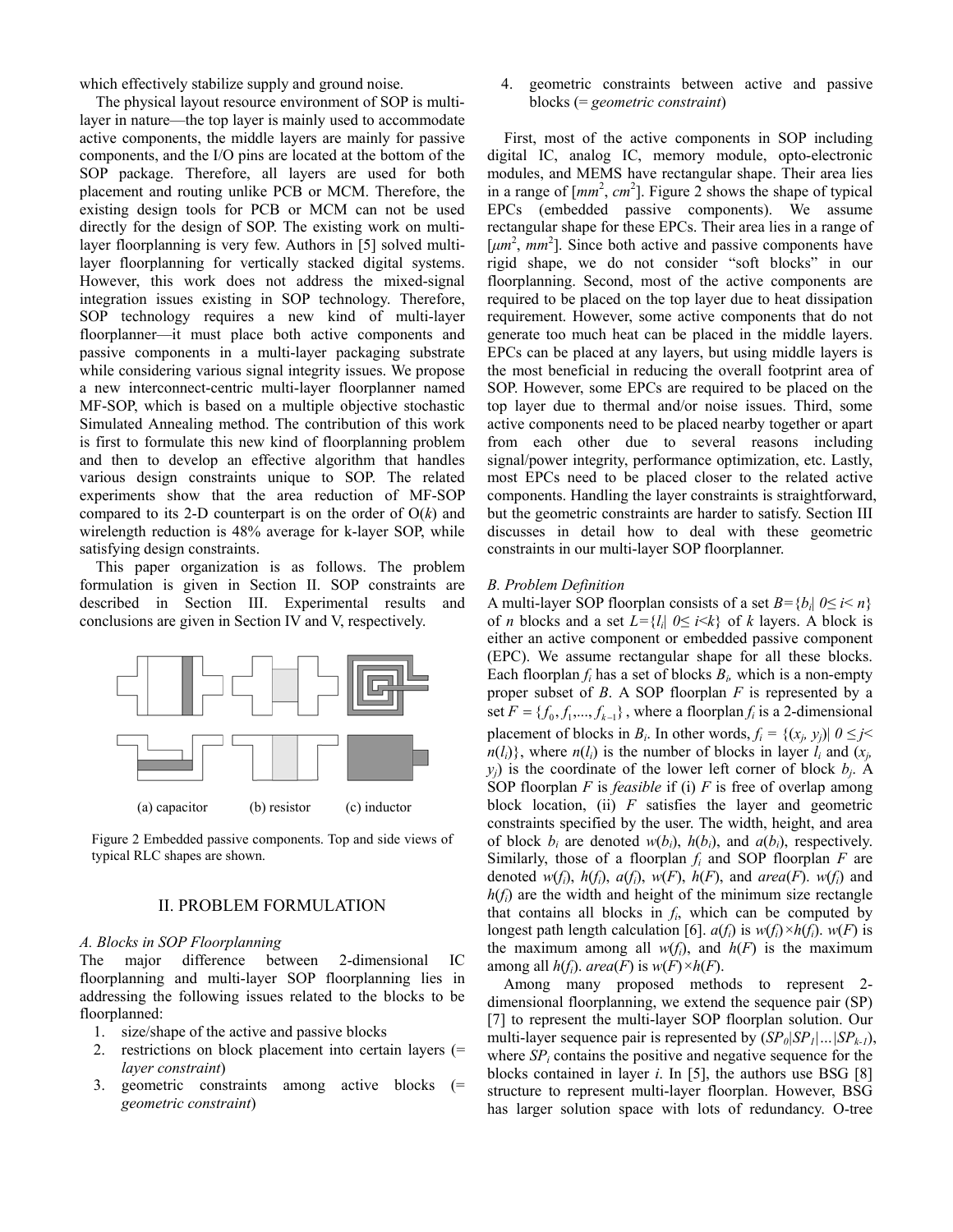which effectively stabilize supply and ground noise.

The physical layout resource environment of SOP is multi-layer in nature—the top layer is mainly used to accommodate active components, the middle layers are mainly for passive components, and the I/O pins are located at the bottom of the SOP package. Therefore, all layers are used for both placement and routing unlike PCB or MCM. Therefore, the existing design tools for PCB or MCM can not be used directly for the design of SOP. The existing work on multi-layer floorplanning is very few. Authors in [5] solved multi-layer floorplanning for vertically stacked digital systems. However, this work does not address the mixed-signal integration issues existing in SOP technology. Therefore, SOP technology requires a new kind of multi-layer floorplanner—it must place both active components and passive components in a multi-layer packaging substrate while considering various signal integrity issues. We propose a new interconnect-centric multi-layer floorplanner named MF-SOP, which is based on a multiple objective stochastic Simulated Annealing method. The contribution of this work is first to formulate this new kind of floorplanning problem and then to develop an effective algorithm that handles various design constraints unique to SOP. The related experiments show that the area reduction of MF-SOP compared to its 2-D counterpart is on the order of O($k$) and wirelength reduction is 48% average for k-layer SOP, while satisfying design constraints.

This paper organization is as follows. The problem formulation is given in Section II. SOP constraints are described in Section III. Experimental results and conclusions are given in Section IV and V, respectively.

(a) capacitor (b) resistor (c) inductor

Figure 2 Embedded passive components. Top and side views of typical RLC shapes are shown.

## II. PROBLEM FORMULATION

### *A. Blocks in SOP Floorplanning*

The major difference between 2-dimensional IC floorplanning and multi-layer SOP floorplanning lies in addressing the following issues related to the blocks to be floorplanned:

1. size/shape of the active and passive blocks
2. restrictions on block placement into certain layers (= *layer constraint*)
3. geometric constraints among active blocks (= *geometric constraint*)
4. geometric constraints between active and passive blocks (= *geometric constraint*)

First, most of the active components in SOP including digital IC, analog IC, memory module, opto-electronic modules, and MEMS have rectangular shape. Their area lies in a range of [$mm^2$, $cm^2$]. Figure 2 shows the shape of typical EPCs (embedded passive components). We assume rectangular shape for these EPCs. Their area lies in a range of [$\mu m^2$, $mm^2$]. Since both active and passive components have rigid shape, we do not consider "soft blocks" in our floorplanning. Second, most of the active components are required to be placed on the top layer due to heat dissipation requirement. However, some active components that do not generate too much heat can be placed in the middle layers. EPCs can be placed at any layers, but using middle layers is the most beneficial in reducing the overall footprint area of SOP. However, some EPCs are required to be placed on the top layer due to thermal and/or noise issues. Third, some active components need to be placed nearby together or apart from each other due to several reasons including signal/power integrity, performance optimization, etc. Lastly, most EPCs need to be placed closer to the related active components. Handling the layer constraints is straightforward, but the geometric constraints are harder to satisfy. Section III discusses in detail how to deal with these geometric constraints in our multi-layer SOP floorplanner.

### *B. Problem Definition*

A multi-layer SOP floorplan consists of a set $B=\{b_i| \ 0\leq i< n\}$ of $n$ blocks and a set $L=\{l_i| \ 0\leq i<k\}$ of $k$ layers. A block is either an active component or embedded passive component (EPC). We assume rectangular shape for all these blocks. Each floorplan $f_i$ has a set of blocks $B_i$, which is a non-empty proper subset of $B$. A SOP floorplan $F$ is represented by a set $F=\{f_0, f_1, \ldots, f_{k-1}\}$, where a floorplan $f_i$ is a 2-dimensional placement of blocks in $B_i$. In other words, $f_i = \{(x_j, y_j)| \ 0 \leq j< n(l_i)\}$, where $n(l_i)$ is the number of blocks in layer $l_i$ and $(x_j, y_j)$ is the coordinate of the lower left corner of block $b_j$. A SOP floorplan $F$ is *feasible* if (i) $F$ is free of overlap among block location, (ii) $F$ satisfies the layer and geometric constraints specified by the user. The width, height, and area of block $b_i$ are denoted $w(b_i)$, $h(b_i)$, and $a(b_i)$, respectively. Similarly, those of a floorplan $f_i$ and SOP floorplan $F$ are denoted $w(f_i)$, $h(f_i)$, $a(f_i)$, $w(F)$, $h(F)$, and $area(F)$. $w(f_i)$ and $h(f_i)$ are the width and height of the minimum size rectangle that contains all blocks in $f_i$, which can be computed by longest path length calculation [6]. $a(f_i)$ is $w(f_i)\times h(f_i)$. $w(F)$ is the maximum among all $w(f_i)$, and $h(F)$ is the maximum among all $h(f_i)$. $area(F)$ is $w(F)\times h(F)$.

Among many proposed methods to represent 2-dimensional floorplanning, we extend the sequence pair (SP) [7] to represent the multi-layer SOP floorplan solution. Our multi-layer sequence pair is represented by $(SP_0|SP_1|\ldots|SP_{k-1})$, where $SP_i$ contains the positive and negative sequence for the blocks contained in layer $i$. In [5], the authors use BSG [8] structure to represent multi-layer floorplan. However, BSG has larger solution space with lots of redundancy. O-tree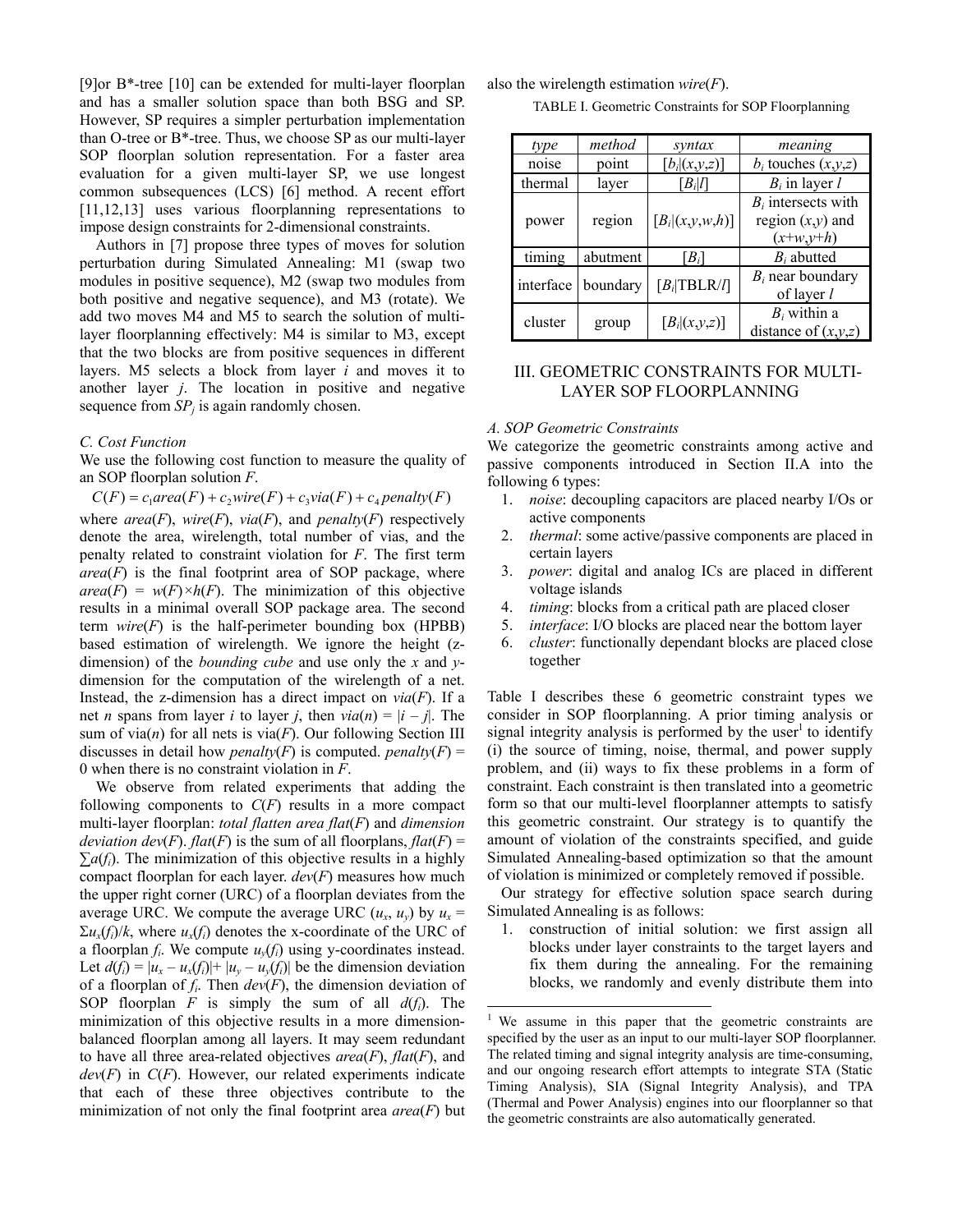[9]or B*-tree [10] can be extended for multi-layer floorplan and has a smaller solution space than both BSG and SP. However, SP requires a simpler perturbation implementation than O-tree or B*-tree. Thus, we choose SP as our multi-layer SOP floorplan solution representation. For a faster area evaluation for a given multi-layer SP, we use longest common subsequences (LCS) [6] method. A recent effort [11,12,13] uses various floorplanning representations to impose design constraints for 2-dimensional constraints.

Authors in [7] propose three types of moves for solution perturbation during Simulated Annealing: M1 (swap two modules in positive sequence), M2 (swap two modules from both positive and negative sequence), and M3 (rotate). We add two moves M4 and M5 to search the solution of multi-layer floorplanning effectively: M4 is similar to M3, except that the two blocks are from positive sequences in different layers. M5 selects a block from layer $i$ and moves it to another layer $j$. The location in positive and negative sequence from $SP_j$ is again randomly chosen.

### C. Cost Function

We use the following cost function to measure the quality of an SOP floorplan solution $F$.

$$C(F) = c_1 area(F) + c_2 wire(F) + c_3 via(F) + c_4 penalty(F)$$

where $area(F)$, $wire(F)$, $via(F)$, and $penalty(F)$ respectively denote the area, wirelength, total number of vias, and the penalty related to constraint violation for $F$. The first term $area(F)$ is the final footprint area of SOP package, where $area(F) = w(F) \times h(F)$. The minimization of this objective results in a minimal overall SOP package area. The second term $wire(F)$ is the half-perimeter bounding box (HPBB) based estimation of wirelength. We ignore the height (z-dimension) of the *bounding cube* and use only the $x$ and $y$-dimension for the computation of the wirelength of a net. Instead, the z-dimension has a direct impact on $via(F)$. If a net $n$ spans from layer $i$ to layer $j$, then $via(n) = |i - j|$. The sum of via($n$) for all nets is via($F$). Our following Section III discusses in detail how $penalty(F)$ is computed. $penalty(F) = 0$ when there is no constraint violation in $F$.

We observe from related experiments that adding the following components to $C(F)$ results in a more compact multi-layer floorplan: *total flatten area* $flat(F)$ and *dimension deviation* $dev(F)$. $flat(F)$ is the sum of all floorplans, $flat(F) = \sum a(f_i)$. The minimization of this objective results in a highly compact floorplan for each layer. $dev(F)$ measures how much the upper right corner (URC) of a floorplan deviates from the average URC. We compute the average URC ($u_x$, $u_y$) by $u_x = \Sigma u_x(f_i)/k$, where $u_x(f_i)$ denotes the x-coordinate of the URC of a floorplan $f_i$. We compute $u_y(f_i)$ using y-coordinates instead. Let $d(f_i) = |u_x - u_x(f_i)| + |u_y - u_y(f_i)|$ be the dimension deviation of a floorplan of $f_i$. Then $dev(F)$, the dimension deviation of SOP floorplan $F$ is simply the sum of all $d(f_i)$. The minimization of this objective results in a more dimension-balanced floorplan among all layers. It may seem redundant to have all three area-related objectives $area(F)$, $flat(F)$, and $dev(F)$ in $C(F)$. However, our related experiments indicate that each of these three objectives contribute to the minimization of not only the final footprint area $area(F)$ but also the wirelength estimation $wire(F)$.

TABLE I. Geometric Constraints for SOP Floorplanning

| *type* | *method* | *syntax* | *meaning* |
|---|---|---|---|
| noise | point | $[b_i\|(x,y,z)]$ | $b_i$ touches $(x,y,z)$ |
| thermal | layer | $[B_i\|l]$ | $B_i$ in layer $l$ |
| power | region | $[B_i\|(x,y,w,h)]$ | $B_i$ intersects with region $(x,y)$ and $(x{+}w,y{+}h)$ |
| timing | abutment | $[B_i]$ | $B_i$ abutted |
| interface | boundary | $[B_i\|\text{TBLR}/l]$ | $B_i$ near boundary of layer $l$ |
| cluster | group | $[B_i\|(x,y,z)]$ | $B_i$ within a distance of $(x,y,z)$ |

## III. GEOMETRIC CONSTRAINTS FOR MULTI-LAYER SOP FLOORPLANNING

### A. SOP Geometric Constraints

We categorize the geometric constraints among active and passive components introduced in Section II.A into the following 6 types:

1. *noise*: decoupling capacitors are placed nearby I/Os or active components
2. *thermal*: some active/passive components are placed in certain layers
3. *power*: digital and analog ICs are placed in different voltage islands
4. *timing*: blocks from a critical path are placed closer
5. *interface*: I/O blocks are placed near the bottom layer
6. *cluster*: functionally dependant blocks are placed close together

Table I describes these 6 geometric constraint types we consider in SOP floorplanning. A prior timing analysis or signal integrity analysis is performed by the user[1] to identify (i) the source of timing, noise, thermal, and power supply problem, and (ii) ways to fix these problems in a form of constraint. Each constraint is then translated into a geometric form so that our multi-level floorplanner attempts to satisfy this geometric constraint. Our strategy is to quantify the amount of violation of the constraints specified, and guide Simulated Annealing-based optimization so that the amount of violation is minimized or completely removed if possible.

Our strategy for effective solution space search during Simulated Annealing is as follows:

1. construction of initial solution: we first assign all blocks under layer constraints to the target layers and fix them during the annealing. For the remaining blocks, we randomly and evenly distribute them into

[1] We assume in this paper that the geometric constraints are specified by the user as an input to our multi-layer SOP floorplanner. The related timing and signal integrity analysis are time-consuming, and our ongoing research effort attempts to integrate STA (Static Timing Analysis), SIA (Signal Integrity Analysis), and TPA (Thermal and Power Analysis) engines into our floorplanner so that the geometric constraints are also automatically generated.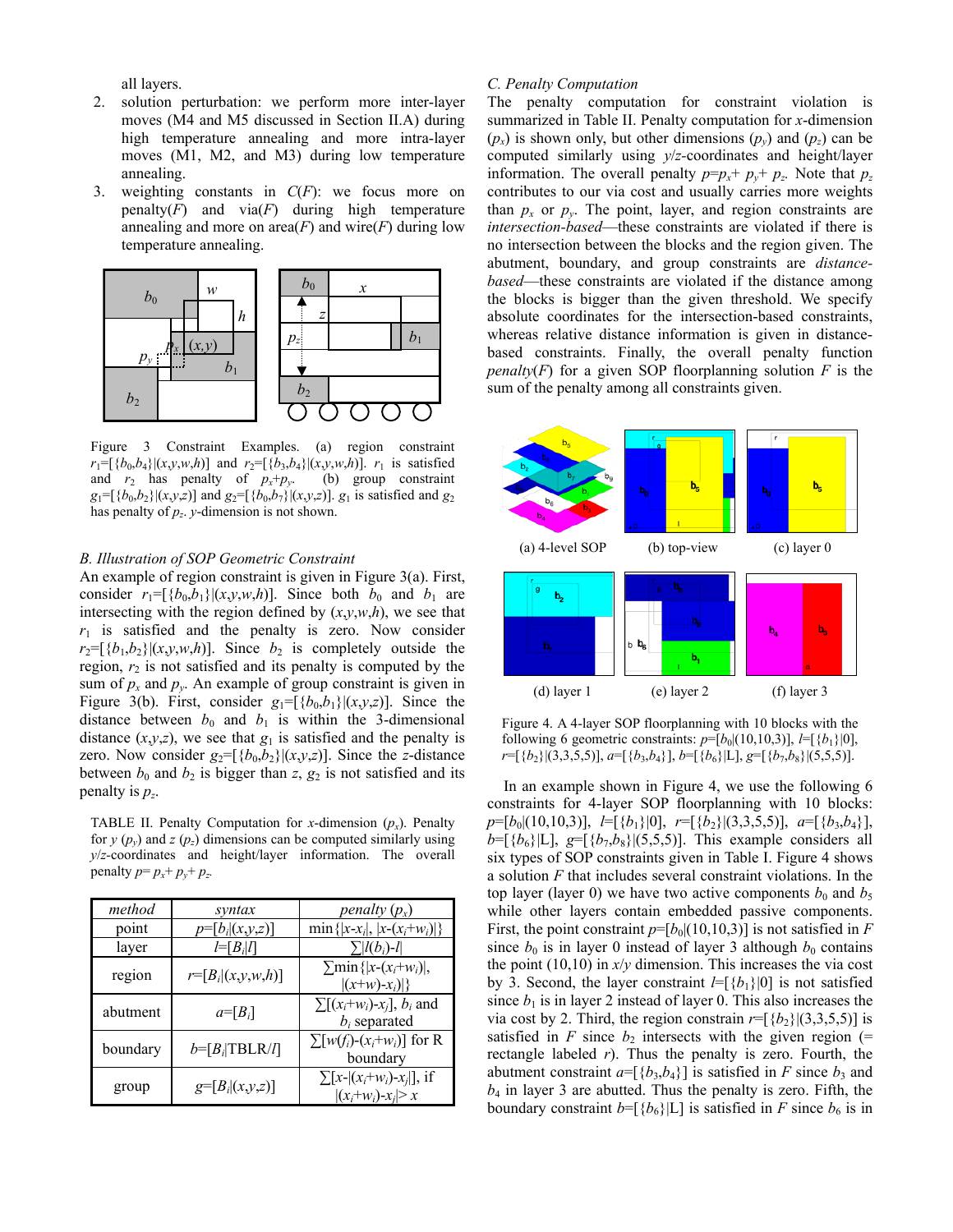all layers.

2. solution perturbation: we perform more inter-layer moves (M4 and M5 discussed in Section II.A) during high temperature annealing and more intra-layer moves (M1, M2, and M3) during low temperature annealing.
3. weighting constants in $C(F)$: we focus more on penalty($F$) and via($F$) during high temperature annealing and more on area($F$) and wire($F$) during low temperature annealing.

Figure 3 Constraint Examples. (a) region constraint $r_1$=[{$b_0$,$b_4$}|($x$,$y$,$w$,$h$)] and $r_2$=[{$b_3$,$b_4$}|($x$,$y$,$w$,$h$)]. $r_1$ is satisfied and $r_2$ has penalty of $p_x$+$p_y$. (b) group constraint $g_1$=[{$b_0$,$b_2$}|($x$,$y$,$z$)] and $g_2$=[{$b_0$,$b_7$}|($x$,$y$,$z$)]. $g_1$ is satisfied and $g_2$ has penalty of $p_z$. $y$-dimension is not shown.

### B. Illustration of SOP Geometric Constraint

An example of region constraint is given in Figure 3(a). First, consider $r_1$=[{$b_0$,$b_1$}|($x$,$y$,$w$,$h$)]. Since both $b_0$ and $b_1$ are intersecting with the region defined by ($x$,$y$,$w$,$h$), we see that $r_1$ is satisfied and the penalty is zero. Now consider $r_2$=[{$b_1$,$b_2$}|($x$,$y$,$w$,$h$)]. Since $b_2$ is completely outside the region, $r_2$ is not satisfied and its penalty is computed by the sum of $p_x$ and $p_y$. An example of group constraint is given in Figure 3(b). First, consider $g_1$=[{$b_0$,$b_1$}|($x$,$y$,$z$)]. Since the distance between $b_0$ and $b_1$ is within the 3-dimensional distance ($x$,$y$,$z$), we see that $g_1$ is satisfied and the penalty is zero. Now consider $g_2$=[{$b_0$,$b_2$}|($x$,$y$,$z$)]. Since the $z$-distance between $b_0$ and $b_2$ is bigger than $z$, $g_2$ is not satisfied and its penalty is $p_z$.

TABLE II. Penalty Computation for $x$-dimension ($p_x$). Penalty for $y$ ($p_y$) and $z$ ($p_z$) dimensions can be computed similarly using $y$/$z$-coordinates and height/layer information. The overall penalty $p$= $p_x$+ $p_y$+ $p_z$.

| *method* | *syntax* | *penalty* ($p_x$) |
|---|---|---|
| point | $p$=[$b_i$\|($x$,$y$,$z$)] | min{\|$x$-$x_i$\|, \|$x$-($x_i$+$w_i$)\|} |
| layer | $l$=[$B_i$\|$l$] | ∑\|$l$($b_i$)-$l$\| |
| region | $r$=[$B_i$\|($x$,$y$,$w$,$h$)] | ∑min{\|$x$-($x_i$+$w_i$)\|, \|($x$+$w$)-$x_i$)\|} |
| abutment | $a$=[$B_i$] | ∑[($x_i$+$w_i$)-$x_j$], $b_i$ and $b_i$ separated |
| boundary | $b$=[$B_i$\|TBLR/$l$] | ∑[$w$($f_i$)-($x_i$+$w_i$)] for R boundary |
| group | $g$=[$B_i$\|($x$,$y$,$z$)] | ∑[$x$-\|($x_i$+$w_i$)-$x_j$\|], if \|($x_i$+$w_i$)-$x_j$\|> $x$ |

### C. Penalty Computation

The penalty computation for constraint violation is summarized in Table II. Penalty computation for $x$-dimension ($p_x$) is shown only, but other dimensions ($p_y$) and ($p_z$) can be computed similarly using $y$/$z$-coordinates and height/layer information. The overall penalty $p$=$p_x$+ $p_y$+ $p_z$. Note that $p_z$ contributes to our via cost and usually carries more weights than $p_x$ or $p_y$. The point, layer, and region constraints are *intersection-based*—these constraints are violated if there is no intersection between the blocks and the region given. The abutment, boundary, and group constraints are *distance-based*—these constraints are violated if the distance among the blocks is bigger than the given threshold. We specify absolute coordinates for the intersection-based constraints, whereas relative distance information is given in distance-based constraints. Finally, the overall penalty function *penalty*($F$) for a given SOP floorplanning solution $F$ is the sum of the penalty among all constraints given.

(a) 4-level SOP (b) top-view (c) layer 0

(d) layer 1 (e) layer 2 (f) layer 3

Figure 4. A 4-layer SOP floorplanning with 10 blocks with the following 6 geometric constraints: $p$=[$b_0$|(10,10,3)], $l$=[{$b_1$}|0], $r$=[{$b_2$}|(3,3,5,5)], $a$=[{$b_3$,$b_4$}], $b$=[{$b_6$}|L], $g$=[{$b_7$,$b_8$}|(5,5,5)].

In an example shown in Figure 4, we use the following 6 constraints for 4-layer SOP floorplanning with 10 blocks: $p$=[$b_0$|(10,10,3)], $l$=[{$b_1$}|0], $r$=[{$b_2$}|(3,3,5,5)], $a$=[{$b_3$,$b_4$}], $b$=[{$b_6$}|L], $g$=[{$b_7$,$b_8$}|(5,5,5)]. This example considers all six types of SOP constraints given in Table I. Figure 4 shows a solution $F$ that includes several constraint violations. In the top layer (layer 0) we have two active components $b_0$ and $b_5$ while other layers contain embedded passive components. First, the point constraint $p$=[$b_0$|(10,10,3)] is not satisfied in $F$ since $b_0$ is in layer 0 instead of layer 3 although $b_0$ contains the point (10,10) in $x$/$y$ dimension. This increases the via cost by 3. Second, the layer constraint $l$=[{$b_1$}|0] is not satisfied since $b_1$ is in layer 2 instead of layer 0. This also increases the via cost by 2. Third, the region constrain $r$=[{$b_2$}|(3,3,5,5)] is satisfied in $F$ since $b_2$ intersects with the given region (= rectangle labeled $r$). Thus the penalty is zero. Fourth, the abutment constraint $a$=[{$b_3$,$b_4$}] is satisfied in $F$ since $b_3$ and $b_4$ in layer 3 are abutted. Thus the penalty is zero. Fifth, the boundary constraint $b$=[{$b_6$}|L] is satisfied in $F$ since $b_6$ is in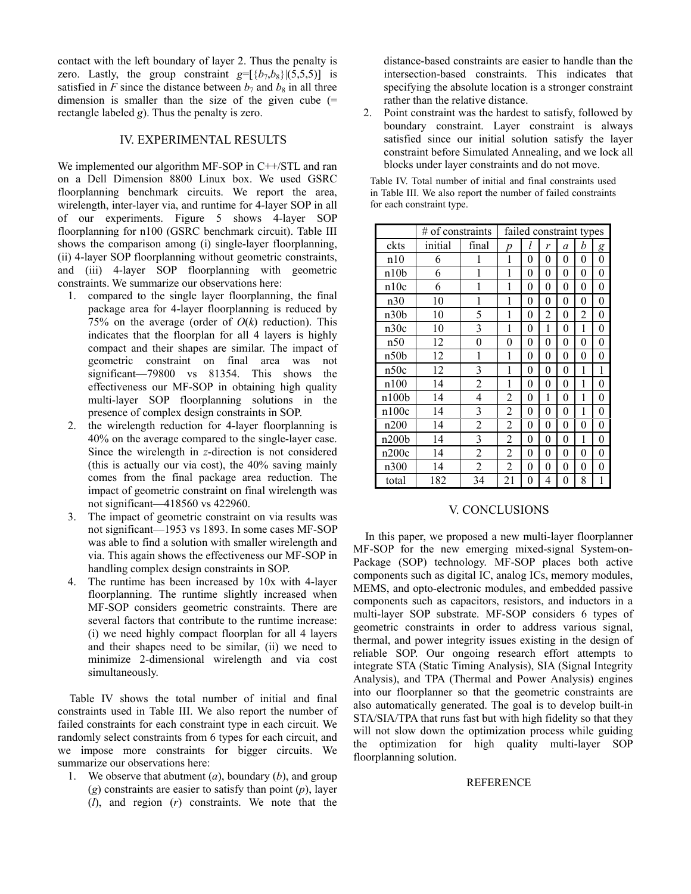contact with the left boundary of layer 2. Thus the penalty is zero. Lastly, the group constraint $g$=[{$b_7$,$b_8$}|(5,5,5)] is satisfied in $F$ since the distance between $b_7$ and $b_8$ in all three dimension is smaller than the size of the given cube (= rectangle labeled $g$). Thus the penalty is zero.

## IV. EXPERIMENTAL RESULTS

We implemented our algorithm MF-SOP in C++/STL and ran on a Dell Dimension 8800 Linux box. We used GSRC floorplanning benchmark circuits. We report the area, wirelength, inter-layer via, and runtime for 4-layer SOP in all of our experiments. Figure 5 shows 4-layer SOP floorplanning for n100 (GSRC benchmark circuit). Table III shows the comparison among (i) single-layer floorplanning, (ii) 4-layer SOP floorplanning without geometric constraints, and (iii) 4-layer SOP floorplanning with geometric constraints. We summarize our observations here:

1. compared to the single layer floorplanning, the final package area for 4-layer floorplanning is reduced by 75% on the average (order of $O(k)$ reduction). This indicates that the floorplan for all 4 layers is highly compact and their shapes are similar. The impact of geometric constraint on final area was not significant—79800 vs 81354. This shows the effectiveness our MF-SOP in obtaining high quality multi-layer SOP floorplanning solutions in the presence of complex design constraints in SOP.
2. the wirelength reduction for 4-layer floorplanning is 40% on the average compared to the single-layer case. Since the wirelength in $z$-direction is not considered (this is actually our via cost), the 40% saving mainly comes from the final package area reduction. The impact of geometric constraint on final wirelength was not significant—418560 vs 422960.
3. The impact of geometric constraint on via results was not significant—1953 vs 1893. In some cases MF-SOP was able to find a solution with smaller wirelength and via. This again shows the effectiveness our MF-SOP in handling complex design constraints in SOP.
4. The runtime has been increased by 10x with 4-layer floorplanning. The runtime slightly increased when MF-SOP considers geometric constraints. There are several factors that contribute to the runtime increase: (i) we need highly compact floorplan for all 4 layers and their shapes need to be similar, (ii) we need to minimize 2-dimensional wirelength and via cost simultaneously.

Table IV shows the total number of initial and final constraints used in Table III. We also report the number of failed constraints for each constraint type in each circuit. We randomly select constraints from 6 types for each circuit, and we impose more constraints for bigger circuits. We summarize our observations here:

1. We observe that abutment ($a$), boundary ($b$), and group ($g$) constraints are easier to satisfy than point ($p$), layer ($l$), and region ($r$) constraints. We note that the distance-based constraints are easier to handle than the intersection-based constraints. This indicates that specifying the absolute location is a stronger constraint rather than the relative distance.
2. Point constraint was the hardest to satisfy, followed by boundary constraint. Layer constraint is always satisfied since our initial solution satisfy the layer constraint before Simulated Annealing, and we lock all blocks under layer constraints and do not move.

Table IV. Total number of initial and final constraints used in Table III. We also report the number of failed constraints for each constraint type.

| | # of constraints | | failed constraint types | | | | | |
|---|---|---|---|---|---|---|---|---|
| ckts | initial | final | $p$ | $l$ | $r$ | $a$ | $b$ | $g$ |
| n10 | 6 | 1 | 1 | 0 | 0 | 0 | 0 | 0 |
| n10b | 6 | 1 | 1 | 0 | 0 | 0 | 0 | 0 |
| n10c | 6 | 1 | 1 | 0 | 0 | 0 | 0 | 0 |
| n30 | 10 | 1 | 1 | 0 | 0 | 0 | 0 | 0 |
| n30b | 10 | 5 | 1 | 0 | 2 | 0 | 2 | 0 |
| n30c | 10 | 3 | 1 | 0 | 1 | 0 | 1 | 0 |
| n50 | 12 | 0 | 0 | 0 | 0 | 0 | 0 | 0 |
| n50b | 12 | 1 | 1 | 0 | 0 | 0 | 0 | 0 |
| n50c | 12 | 3 | 1 | 0 | 0 | 0 | 1 | 1 |
| n100 | 14 | 2 | 1 | 0 | 0 | 0 | 1 | 0 |
| n100b | 14 | 4 | 2 | 0 | 1 | 0 | 1 | 0 |
| n100c | 14 | 3 | 2 | 0 | 0 | 0 | 1 | 0 |
| n200 | 14 | 2 | 2 | 0 | 0 | 0 | 0 | 0 |
| n200b | 14 | 3 | 2 | 0 | 0 | 0 | 1 | 0 |
| n200c | 14 | 2 | 2 | 0 | 0 | 0 | 0 | 0 |
| n300 | 14 | 2 | 2 | 0 | 0 | 0 | 0 | 0 |
| total | 182 | 34 | 21 | 0 | 4 | 0 | 8 | 1 |

## V. CONCLUSIONS

In this paper, we proposed a new multi-layer floorplanner MF-SOP for the new emerging mixed-signal System-on-Package (SOP) technology. MF-SOP places both active components such as digital IC, analog ICs, memory modules, MEMS, and opto-electronic modules, and embedded passive components such as capacitors, resistors, and inductors in a multi-layer SOP substrate. MF-SOP considers 6 types of geometric constraints in order to address various signal, thermal, and power integrity issues existing in the design of reliable SOP. Our ongoing research effort attempts to integrate STA (Static Timing Analysis), SIA (Signal Integrity Analysis), and TPA (Thermal and Power Analysis) engines into our floorplanner so that the geometric constraints are also automatically generated. The goal is to develop built-in STA/SIA/TPA that runs fast but with high fidelity so that they will not slow down the optimization process while guiding the optimization for high quality multi-layer SOP floorplanning solution.

## REFERENCE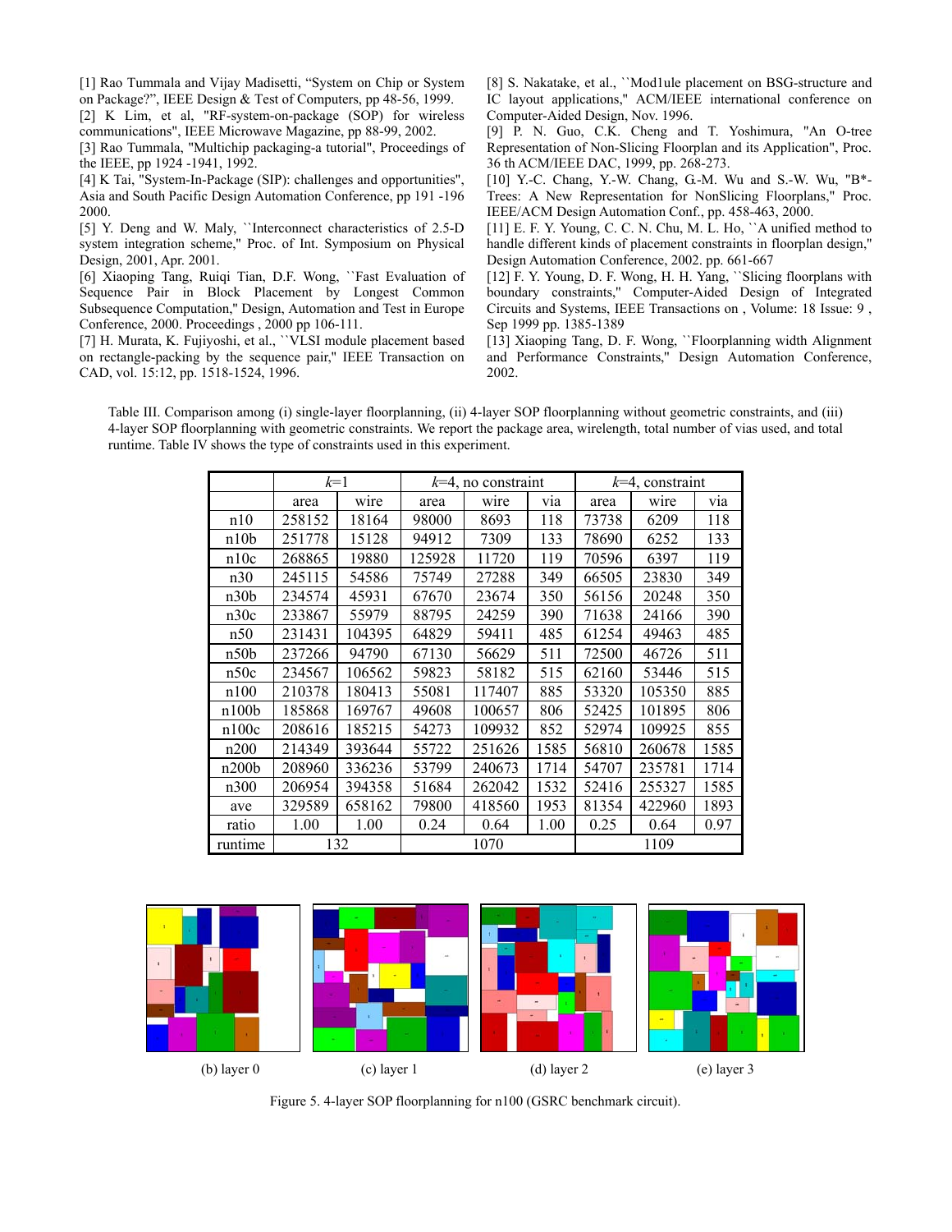[1] Rao Tummala and Vijay Madisetti, "System on Chip or System on Package?", IEEE Design & Test of Computers, pp 48-56, 1999.

[2] K Lim, et al, "RF-system-on-package (SOP) for wireless communications", IEEE Microwave Magazine, pp 88-99, 2002.

[3] Rao Tummala, "Multichip packaging-a tutorial", Proceedings of the IEEE, pp 1924 -1941, 1992.

[4] K Tai, "System-In-Package (SIP): challenges and opportunities", Asia and South Pacific Design Automation Conference, pp 191 -196 2000.

[5] Y. Deng and W. Maly, ``Interconnect characteristics of 2.5-D system integration scheme," Proc. of Int. Symposium on Physical Design, 2001, Apr. 2001.

[6] Xiaoping Tang, Ruiqi Tian, D.F. Wong, ``Fast Evaluation of Sequence Pair in Block Placement by Longest Common Subsequence Computation," Design, Automation and Test in Europe Conference, 2000. Proceedings , 2000 pp 106-111.

[7] H. Murata, K. Fujiyoshi, et al., ``VLSI module placement based on rectangle-packing by the sequence pair," IEEE Transaction on CAD, vol. 15:12, pp. 1518-1524, 1996.

[8] S. Nakatake, et al., ``Mod1ule placement on BSG-structure and IC layout applications," ACM/IEEE international conference on Computer-Aided Design, Nov. 1996.

[9] P. N. Guo, C.K. Cheng and T. Yoshimura, "An O-tree Representation of Non-Slicing Floorplan and its Application", Proc. 36 th ACM/IEEE DAC, 1999, pp. 268-273.

[10] Y.-C. Chang, Y.-W. Chang, G.-M. Wu and S.-W. Wu, "B*-Trees: A New Representation for NonSlicing Floorplans," Proc. IEEE/ACM Design Automation Conf., pp. 458-463, 2000.

[11] E. F. Y. Young, C. C. N. Chu, M. L. Ho, ``A unified method to handle different kinds of placement constraints in floorplan design," Design Automation Conference, 2002. pp. 661-667

[12] F. Y. Young, D. F. Wong, H. H. Yang, ``Slicing floorplans with boundary constraints," Computer-Aided Design of Integrated Circuits and Systems, IEEE Transactions on , Volume: 18 Issue: 9 , Sep 1999 pp. 1385-1389

[13] Xiaoping Tang, D. F. Wong, ``Floorplanning width Alignment and Performance Constraints," Design Automation Conference, 2002.

Table III. Comparison among (i) single-layer floorplanning, (ii) 4-layer SOP floorplanning without geometric constraints, and (iii) 4-layer SOP floorplanning with geometric constraints. We report the package area, wirelength, total number of vias used, and total runtime. Table IV shows the type of constraints used in this experiment.

| | $k$=1 | | $k$=4, no constraint | | | $k$=4, constraint | | |
|---|---|---|---|---|---|---|---|---|
| | area | wire | area | wire | via | area | wire | via |
| n10 | 258152 | 18164 | 98000 | 8693 | 118 | 73738 | 6209 | 118 |
| n10b | 251778 | 15128 | 94912 | 7309 | 133 | 78690 | 6252 | 133 |
| n10c | 268865 | 19880 | 125928 | 11720 | 119 | 70596 | 6397 | 119 |
| n30 | 245115 | 54586 | 75749 | 27288 | 349 | 66505 | 23830 | 349 |
| n30b | 234574 | 45931 | 67670 | 23674 | 350 | 56156 | 20248 | 350 |
| n30c | 233867 | 55979 | 88795 | 24259 | 390 | 71638 | 24166 | 390 |
| n50 | 231431 | 104395 | 64829 | 59411 | 485 | 61254 | 49463 | 485 |
| n50b | 237266 | 94790 | 67130 | 56629 | 511 | 72500 | 46726 | 511 |
| n50c | 234567 | 106562 | 59823 | 58182 | 515 | 62160 | 53446 | 515 |
| n100 | 210378 | 180413 | 55081 | 117407 | 885 | 53320 | 105350 | 885 |
| n100b | 185868 | 169767 | 49608 | 100657 | 806 | 52425 | 101895 | 806 |
| n100c | 208616 | 185215 | 54273 | 109932 | 852 | 52974 | 109925 | 855 |
| n200 | 214349 | 393644 | 55722 | 251626 | 1585 | 56810 | 260678 | 1585 |
| n200b | 208960 | 336236 | 53799 | 240673 | 1714 | 54707 | 235781 | 1714 |
| n300 | 206954 | 394358 | 51684 | 262042 | 1532 | 52416 | 255327 | 1585 |
| ave | 329589 | 658162 | 79800 | 418560 | 1953 | 81354 | 422960 | 1893 |
| ratio | 1.00 | 1.00 | 0.24 | 0.64 | 1.00 | 0.25 | 0.64 | 0.97 |
| runtime | 132 | | 1070 | | | 1109 | | |

(b) layer 0

(c) layer 1

(d) layer 2

(e) layer 3

Figure 5. 4-layer SOP floorplanning for n100 (GSRC benchmark circuit).